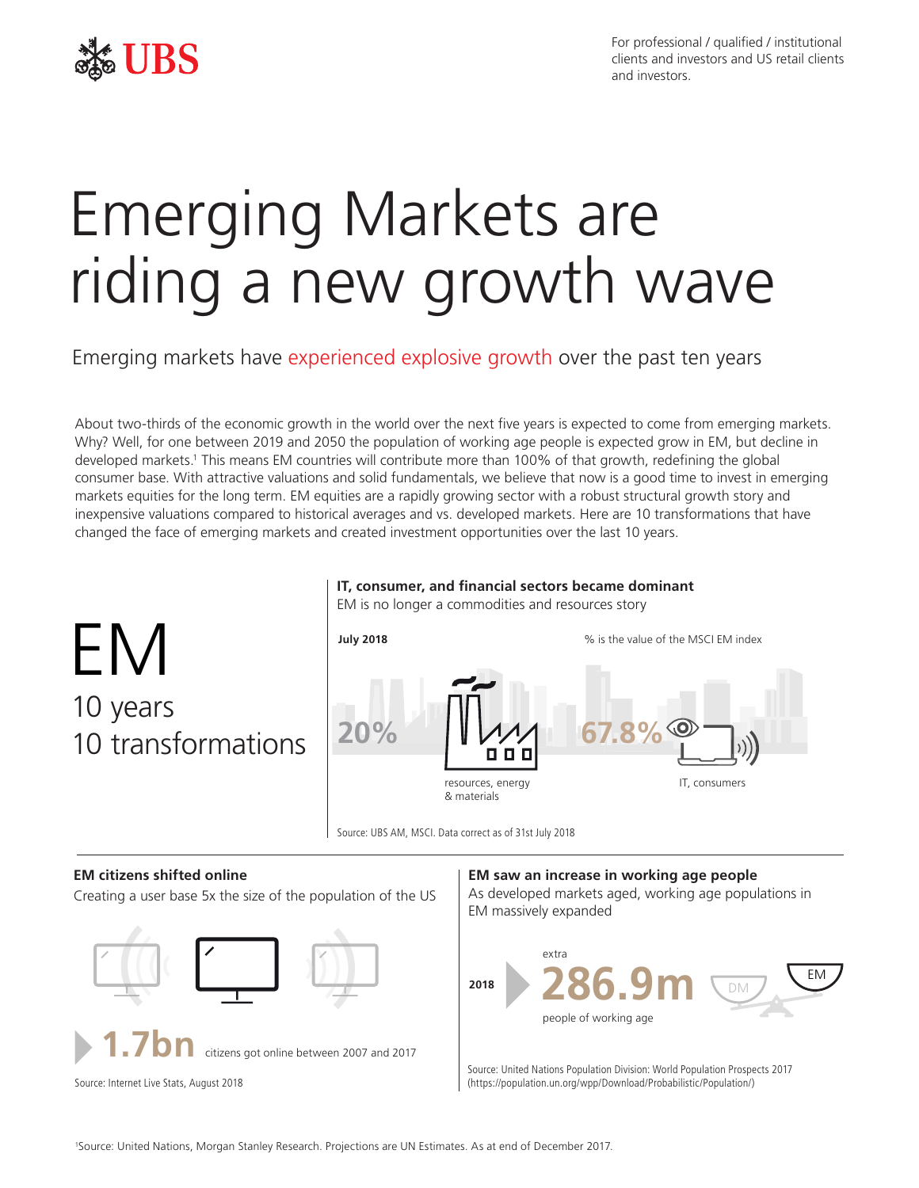For professional / qualified / institutional clients and investors and US retail clients and investors.

# Emerging Markets are riding a new growth wave

## Emerging markets have experienced explosive growth over the past ten years

About two-thirds of the economic growth in the world over the next five years is expected to come from emerging markets. Why? Well, for one between 2019 and 2050 the population of working age people is expected grow in EM, but decline in developed markets.[1] This means EM countries will contribute more than 100% of that growth, redefining the global consumer base. With attractive valuations and solid fundamentals, we believe that now is a good time to invest in emerging markets equities for the long term. EM equities are a rapidly growing sector with a robust structural growth story and inexpensive valuations compared to historical averages and vs. developed markets. Here are 10 transformations that have changed the face of emerging markets and created investment opportunities over the last 10 years.

# EM

## 10 years 10 transformations

### IT, consumer, and financial sectors became dominant

EM is no longer a commodities and resources story

**July 2018**

% is the value of the MSCI EM index

**20%** resources, energy & materials

**67.8%** IT, consumers

Source: UBS AM, MSCI. Data correct as of 31st July 2018

### EM citizens shifted online

Creating a user base 5x the size of the population of the US

**1.7bn** citizens got online between 2007 and 2017

Source: Internet Live Stats, August 2018

### EM saw an increase in working age people

As developed markets aged, working age populations in EM massively expanded

**2018** extra **286.9m** people of working age

DM EM

Source: United Nations Population Division: World Population Prospects 2017 (https://population.un.org/wpp/Download/Probabilistic/Population/)

[1]Source: United Nations, Morgan Stanley Research. Projections are UN Estimates. As at end of December 2017.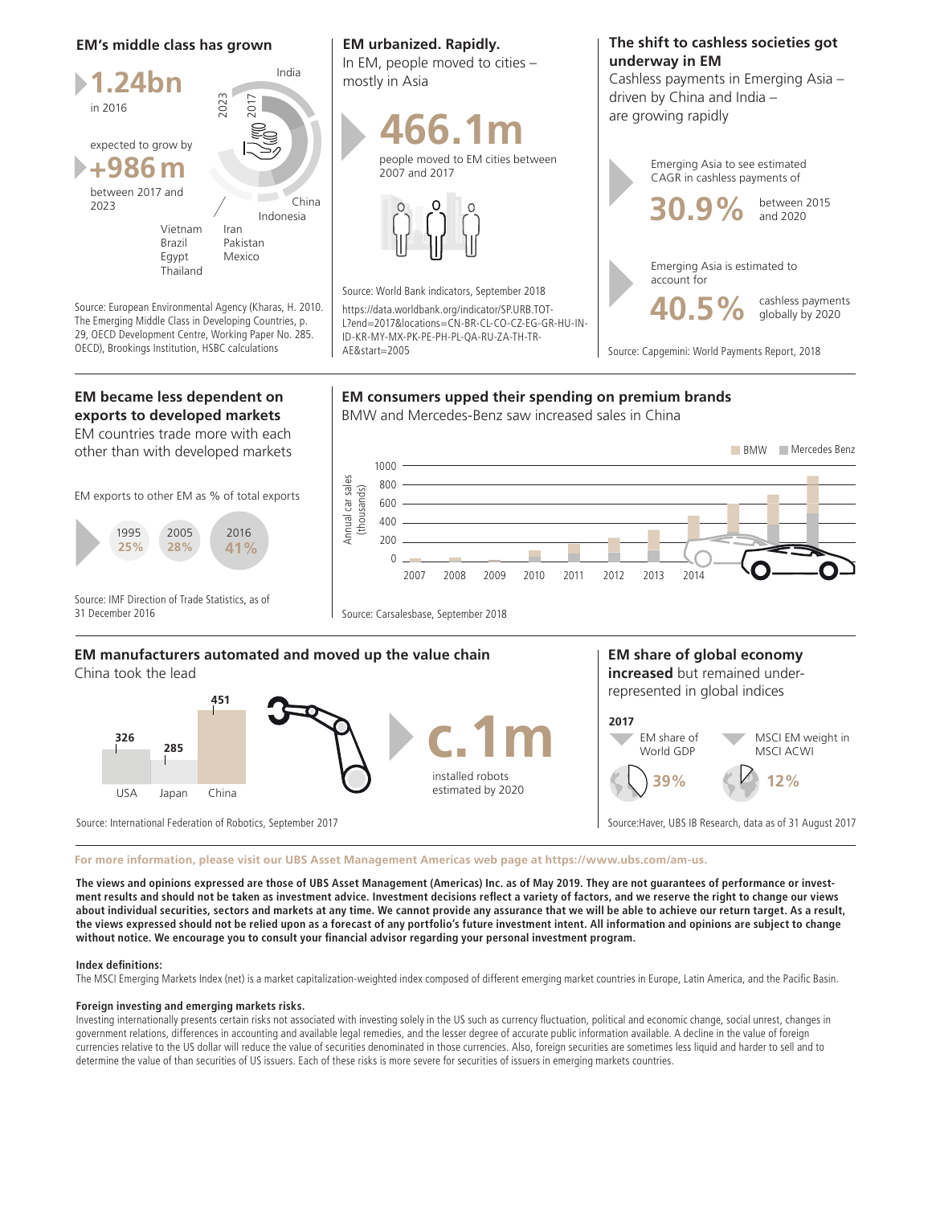## EM's middle class has grown

**1.24bn** in 2016

expected to grow by **+986 m** between 2017 and 2023

India, China, Indonesia, Vietnam, Brazil, Egypt, Thailand, Iran, Pakistan, Mexico

2023 / 2017

Source: European Environmental Agency (Kharas, H. 2010. The Emerging Middle Class in Developing Countries, p. 29, OECD Development Centre, Working Paper No. 285. OECD), Brookings Institution, HSBC calculations

## EM urbanized. Rapidly.

In EM, people moved to cities – mostly in Asia

**466.1m** people moved to EM cities between 2007 and 2017

Source: World Bank indicators, September 2018

https://data.worldbank.org/indicator/SP.URB.TOTL?end=2017&locations=CN-BR-CL-CO-CZ-EG-GR-HU-IN-ID-KR-MY-MX-PK-PE-PH-PL-QA-RU-ZA-TH-TR-AE&start=2005

## The shift to cashless societies got underway in EM

Cashless payments in Emerging Asia – driven by China and India – are growing rapidly

Emerging Asia to see estimated CAGR in cashless payments of **30.9%** between 2015 and 2020

Emerging Asia is estimated to account for **40.5%** cashless payments globally by 2020

Source: Capgemini: World Payments Report, 2018

## EM became less dependent on exports to developed markets

EM countries trade more with each other than with developed markets

EM exports to other EM as % of total exports

| 1995 | 2005 | 2016 |
|---|---|---|
| 25% | 28% | 41% |

Source: IMF Direction of Trade Statistics, as of 31 December 2016

## EM consumers upped their spending on premium brands

BMW and Mercedes-Benz saw increased sales in China

Annual car sales (thousands) — BMW, Mercedes Benz — 2007–2014

Source: Carsalesbase, September 2018

## EM manufacturers automated and moved up the value chain

China took the lead

| USA | Japan | China |
|---|---|---|
| 326 | 285 | 451 |

**c.1m** installed robots estimated by 2020

Source: International Federation of Robotics, September 2017

## EM share of global economy **increased** but remained under-represented in global indices

**2017**

| EM share of World GDP | MSCI EM weight in MSCI ACWI |
|---|---|
| 39% | 12% |

Source: Haver, UBS IB Research, data as of 31 August 2017

**For more information, please visit our UBS Asset Management Americas web page at https://www.ubs.com/am-us.**

**The views and opinions expressed are those of UBS Asset Management (Americas) Inc. as of May 2019. They are not guarantees of performance or investment results and should not be taken as investment advice. Investment decisions reflect a variety of factors, and we reserve the right to change our views about individual securities, sectors and markets at any time. We cannot provide any assurance that we will be able to achieve our return target. As a result, the views expressed should not be relied upon as a forecast of any portfolio's future investment intent. All information and opinions are subject to change without notice. We encourage you to consult your financial advisor regarding your personal investment program.**

**Index definitions:**

The MSCI Emerging Markets Index (net) is a market capitalization-weighted index composed of different emerging market countries in Europe, Latin America, and the Pacific Basin.

**Foreign investing and emerging markets risks.**

Investing internationally presents certain risks not associated with investing solely in the US such as currency fluctuation, political and economic change, social unrest, changes in government relations, differences in accounting and available legal remedies, and the lesser degree of accurate public information available. A decline in the value of foreign currencies relative to the US dollar will reduce the value of securities denominated in those currencies. Also, foreign securities are sometimes less liquid and harder to sell and to determine the value of than securities of US issuers. Each of these risks is more severe for securities of issuers in emerging markets countries.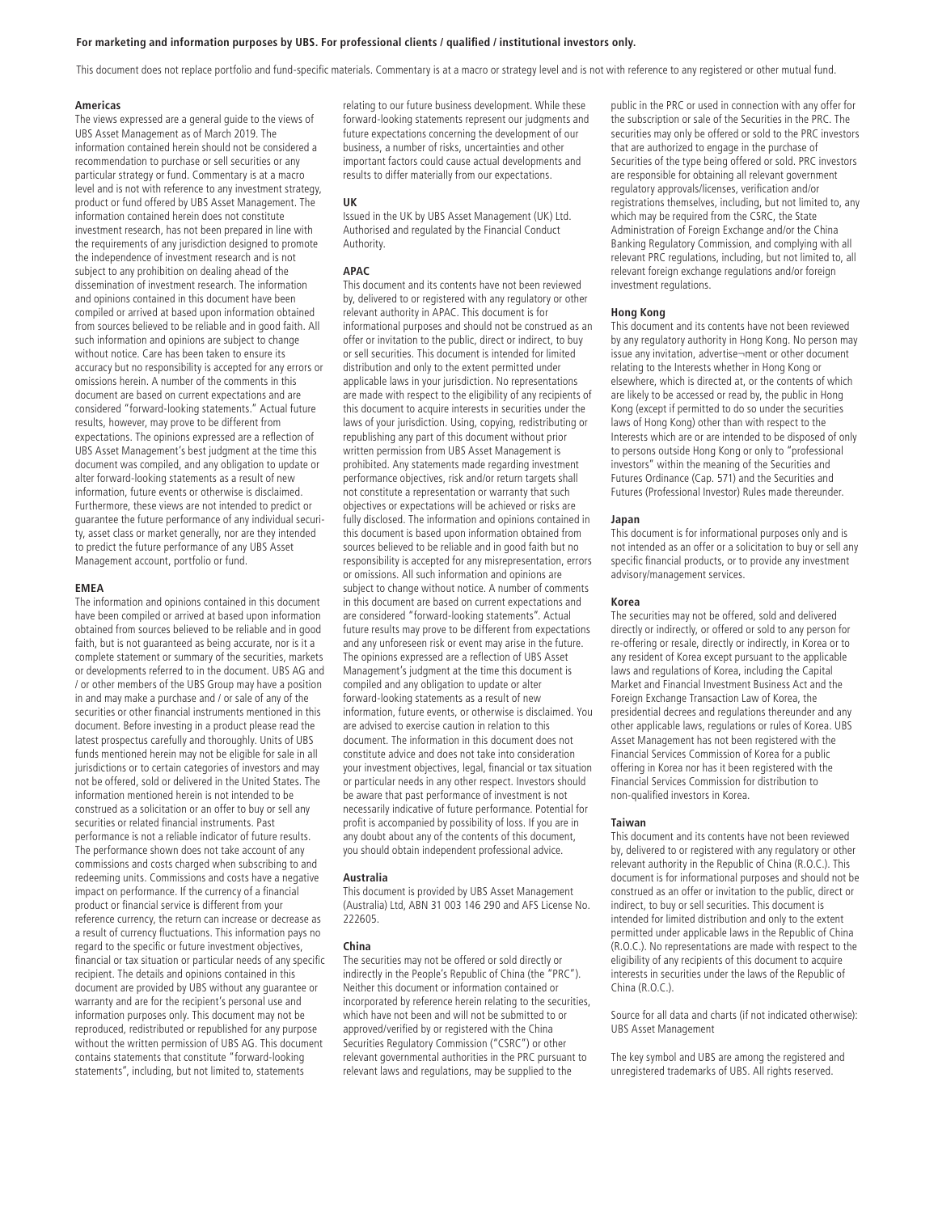**For marketing and information purposes by UBS. For professional clients / qualified / institutional investors only.**

This document does not replace portfolio and fund-specific materials. Commentary is at a macro or strategy level and is not with reference to any registered or other mutual fund.

### Americas

The views expressed are a general guide to the views of UBS Asset Management as of March 2019. The information contained herein should not be considered a recommendation to purchase or sell securities or any particular strategy or fund. Commentary is at a macro level and is not with reference to any investment strategy, product or fund offered by UBS Asset Management. The information contained herein does not constitute investment research, has not been prepared in line with the requirements of any jurisdiction designed to promote the independence of investment research and is not subject to any prohibition on dealing ahead of the dissemination of investment research. The information and opinions contained in this document have been compiled or arrived at based upon information obtained from sources believed to be reliable and in good faith. All such information and opinions are subject to change without notice. Care has been taken to ensure its accuracy but no responsibility is accepted for any errors or omissions herein. A number of the comments in this document are based on current expectations and are considered "forward-looking statements." Actual future results, however, may prove to be different from expectations. The opinions expressed are a reflection of UBS Asset Management's best judgment at the time this document was compiled, and any obligation to update or alter forward-looking statements as a result of new information, future events or otherwise is disclaimed. Furthermore, these views are not intended to predict or guarantee the future performance of any individual security, asset class or market generally, nor are they intended to predict the future performance of any UBS Asset Management account, portfolio or fund.

### EMEA

The information and opinions contained in this document have been compiled or arrived at based upon information obtained from sources believed to be reliable and in good faith, but is not guaranteed as being accurate, nor is it a complete statement or summary of the securities, markets or developments referred to in the document. UBS AG and / or other members of the UBS Group may have a position in and may make a purchase and / or sale of any of the securities or other financial instruments mentioned in this document. Before investing in a product please read the latest prospectus carefully and thoroughly. Units of UBS funds mentioned herein may not be eligible for sale in all jurisdictions or to certain categories of investors and may not be offered, sold or delivered in the United States. The information mentioned herein is not intended to be construed as a solicitation or an offer to buy or sell any securities or related financial instruments. Past performance is not a reliable indicator of future results. The performance shown does not take account of any commissions and costs charged when subscribing to and redeeming units. Commissions and costs have a negative impact on performance. If the currency of a financial product or financial service is different from your reference currency, the return can increase or decrease as a result of currency fluctuations. This information pays no regard to the specific or future investment objectives, financial or tax situation or particular needs of any specific recipient. The details and opinions contained in this document are provided by UBS without any guarantee or warranty and are for the recipient's personal use and information purposes only. This document may not be reproduced, redistributed or republished for any purpose without the written permission of UBS AG. This document contains statements that constitute "forward-looking statements", including, but not limited to, statements relating to our future business development. While these forward-looking statements represent our judgments and future expectations concerning the development of our business, a number of risks, uncertainties and other important factors could cause actual developments and results to differ materially from our expectations.

### UK

Issued in the UK by UBS Asset Management (UK) Ltd. Authorised and regulated by the Financial Conduct Authority.

### APAC

This document and its contents have not been reviewed by, delivered to or registered with any regulatory or other relevant authority in APAC. This document is for informational purposes and should not be construed as an offer or invitation to the public, direct or indirect, to buy or sell securities. This document is intended for limited distribution and only to the extent permitted under applicable laws in your jurisdiction. No representations are made with respect to the eligibility of any recipients of this document to acquire interests in securities under the laws of your jurisdiction. Using, copying, redistributing or republishing any part of this document without prior written permission from UBS Asset Management is prohibited. Any statements made regarding investment performance objectives, risk and/or return targets shall not constitute a representation or warranty that such objectives or expectations will be achieved or risks are fully disclosed. The information and opinions contained in this document is based upon information obtained from sources believed to be reliable and in good faith but no responsibility is accepted for any misrepresentation, errors or omissions. All such information and opinions are subject to change without notice. A number of comments in this document are based on current expectations and are considered "forward-looking statements". Actual future results may prove to be different from expectations and any unforeseen risk or event may arise in the future. The opinions expressed are a reflection of UBS Asset Management's judgment at the time this document is compiled and any obligation to update or alter forward-looking statements as a result of new information, future events, or otherwise is disclaimed. You are advised to exercise caution in relation to this document. The information in this document does not constitute advice and does not take into consideration your investment objectives, legal, financial or tax situation or particular needs in any other respect. Investors should be aware that past performance of investment is not necessarily indicative of future performance. Potential for profit is accompanied by possibility of loss. If you are in any doubt about any of the contents of this document, you should obtain independent professional advice.

### Australia

This document is provided by UBS Asset Management (Australia) Ltd, ABN 31 003 146 290 and AFS License No. 222605.

### China

The securities may not be offered or sold directly or indirectly in the People's Republic of China (the "PRC"). Neither this document or information contained or incorporated by reference herein relating to the securities, which have not been and will not be submitted to or approved/verified by or registered with the China Securities Regulatory Commission ("CSRC") or other relevant governmental authorities in the PRC pursuant to relevant laws and regulations, may be supplied to the public in the PRC or used in connection with any offer for the subscription or sale of the Securities in the PRC. The securities may only be offered or sold to the PRC investors that are authorized to engage in the purchase of Securities of the type being offered or sold. PRC investors are responsible for obtaining all relevant government regulatory approvals/licenses, verification and/or registrations themselves, including, but not limited to, any which may be required from the CSRC, the State Administration of Foreign Exchange and/or the China Banking Regulatory Commission, and complying with all relevant PRC regulations, including, but not limited to, all relevant foreign exchange regulations and/or foreign investment regulations.

### Hong Kong

This document and its contents have not been reviewed by any regulatory authority in Hong Kong. No person may issue any invitation, advertise¬ment or other document relating to the Interests whether in Hong Kong or elsewhere, which is directed at, or the contents of which are likely to be accessed or read by, the public in Hong Kong (except if permitted to do so under the securities laws of Hong Kong) other than with respect to the Interests which are or are intended to be disposed of only to persons outside Hong Kong or only to "professional investors" within the meaning of the Securities and Futures Ordinance (Cap. 571) and the Securities and Futures (Professional Investor) Rules made thereunder.

### Japan

This document is for informational purposes only and is not intended as an offer or a solicitation to buy or sell any specific financial products, or to provide any investment advisory/management services.

### Korea

The securities may not be offered, sold and delivered directly or indirectly, or offered or sold to any person for re-offering or resale, directly or indirectly, in Korea or to any resident of Korea except pursuant to the applicable laws and regulations of Korea, including the Capital Market and Financial Investment Business Act and the Foreign Exchange Transaction Law of Korea, the presidential decrees and regulations thereunder and any other applicable laws, regulations or rules of Korea. UBS Asset Management has not been registered with the Financial Services Commission of Korea for a public offering in Korea nor has it been registered with the Financial Services Commission for distribution to non-qualified investors in Korea.

### Taiwan

This document and its contents have not been reviewed by, delivered to or registered with any regulatory or other relevant authority in the Republic of China (R.O.C.). This document is for informational purposes and should not be construed as an offer or invitation to the public, direct or indirect, to buy or sell securities. This document is intended for limited distribution and only to the extent permitted under applicable laws in the Republic of China (R.O.C.). No representations are made with respect to the eligibility of any recipients of this document to acquire interests in securities under the laws of the Republic of China (R.O.C.).

Source for all data and charts (if not indicated otherwise): UBS Asset Management

The key symbol and UBS are among the registered and unregistered trademarks of UBS. All rights reserved.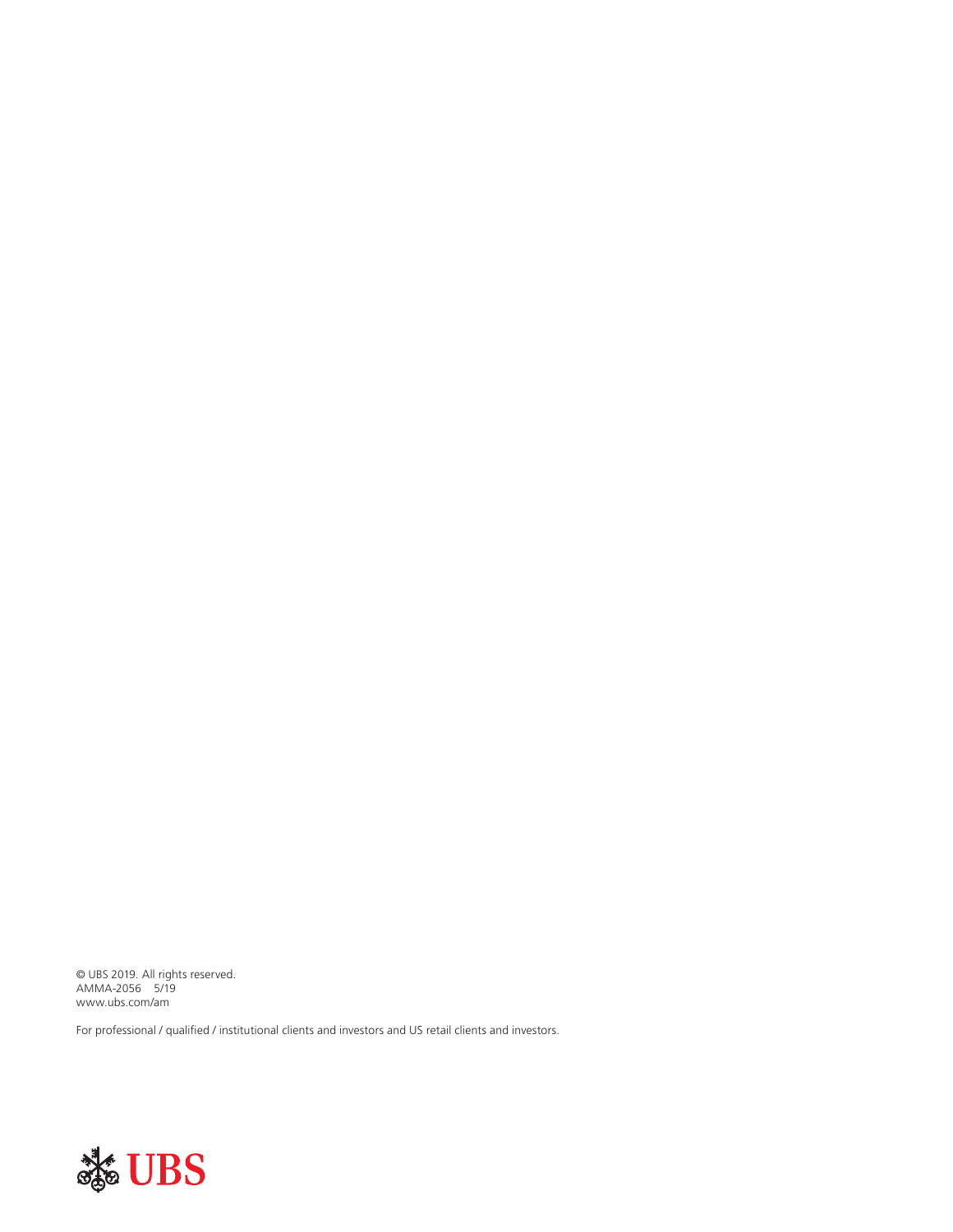© UBS 2019. All rights reserved.
AMMA-2056 5/19
www.ubs.com/am

For professional / qualified / institutional clients and investors and US retail clients and investors.

UBS